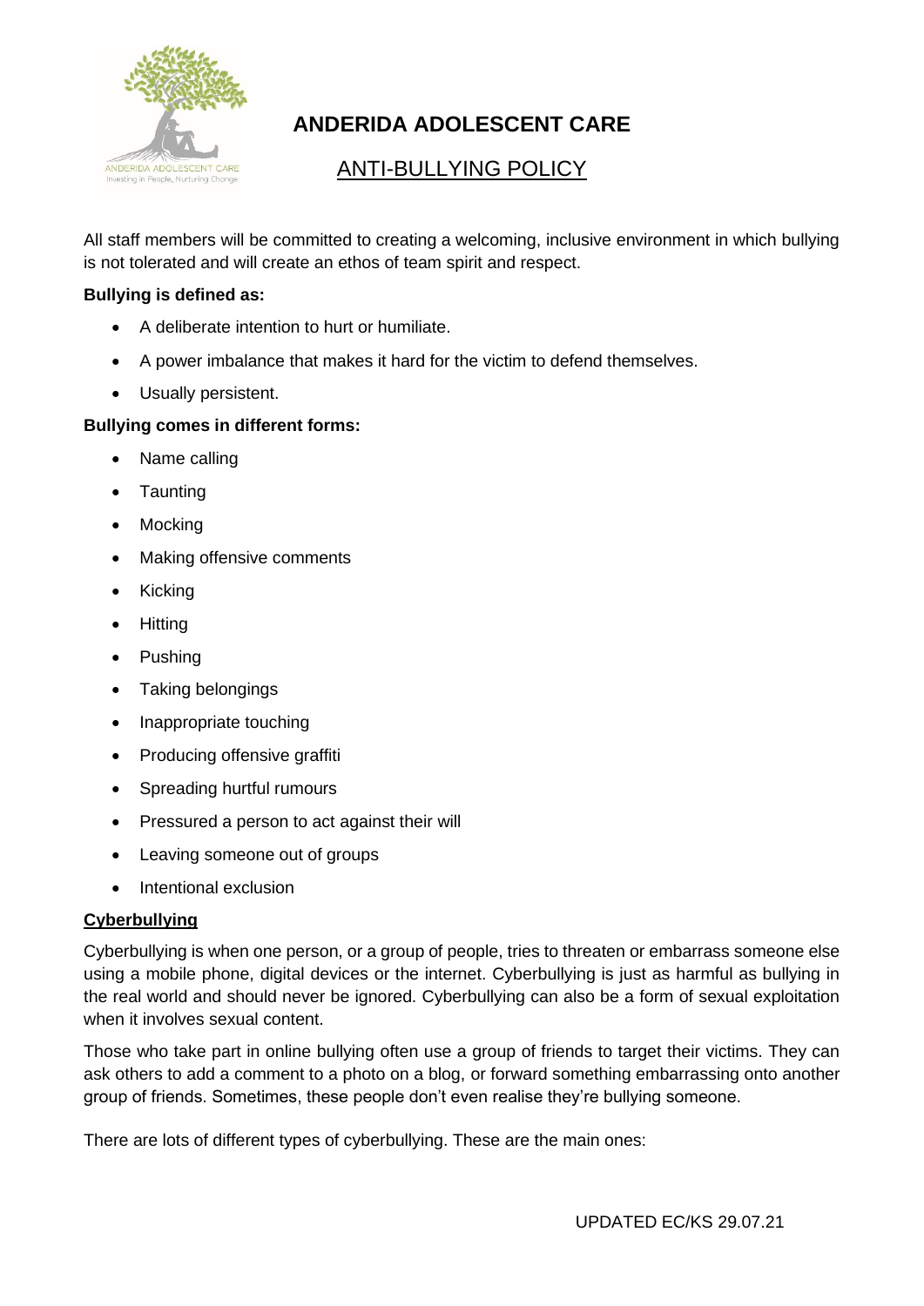# ANDERIDA ADOLESCENT CARE

## ANTI-BULLYING POLICY

All staff members will be committed to creating a welcoming, inclusive environment in which bullying is not tolerated and will create an ethos of team spirit and respect.

**Bullying is defined as:**

- A deliberate intention to hurt or humiliate.
- A power imbalance that makes it hard for the victim to defend themselves.
- Usually persistent.

**Bullying comes in different forms:**

- Name calling
- Taunting
- Mocking
- Making offensive comments
- Kicking
- Hitting
- Pushing
- Taking belongings
- Inappropriate touching
- Producing offensive graffiti
- Spreading hurtful rumours
- Pressured a person to act against their will
- Leaving someone out of groups
- Intentional exclusion

### Cyberbullying

Cyberbullying is when one person, or a group of people, tries to threaten or embarrass someone else using a mobile phone, digital devices or the internet. Cyberbullying is just as harmful as bullying in the real world and should never be ignored. Cyberbullying can also be a form of sexual exploitation when it involves sexual content.

Those who take part in online bullying often use a group of friends to target their victims. They can ask others to add a comment to a photo on a blog, or forward something embarrassing onto another group of friends. Sometimes, these people don't even realise they're bullying someone.

There are lots of different types of cyberbullying. These are the main ones: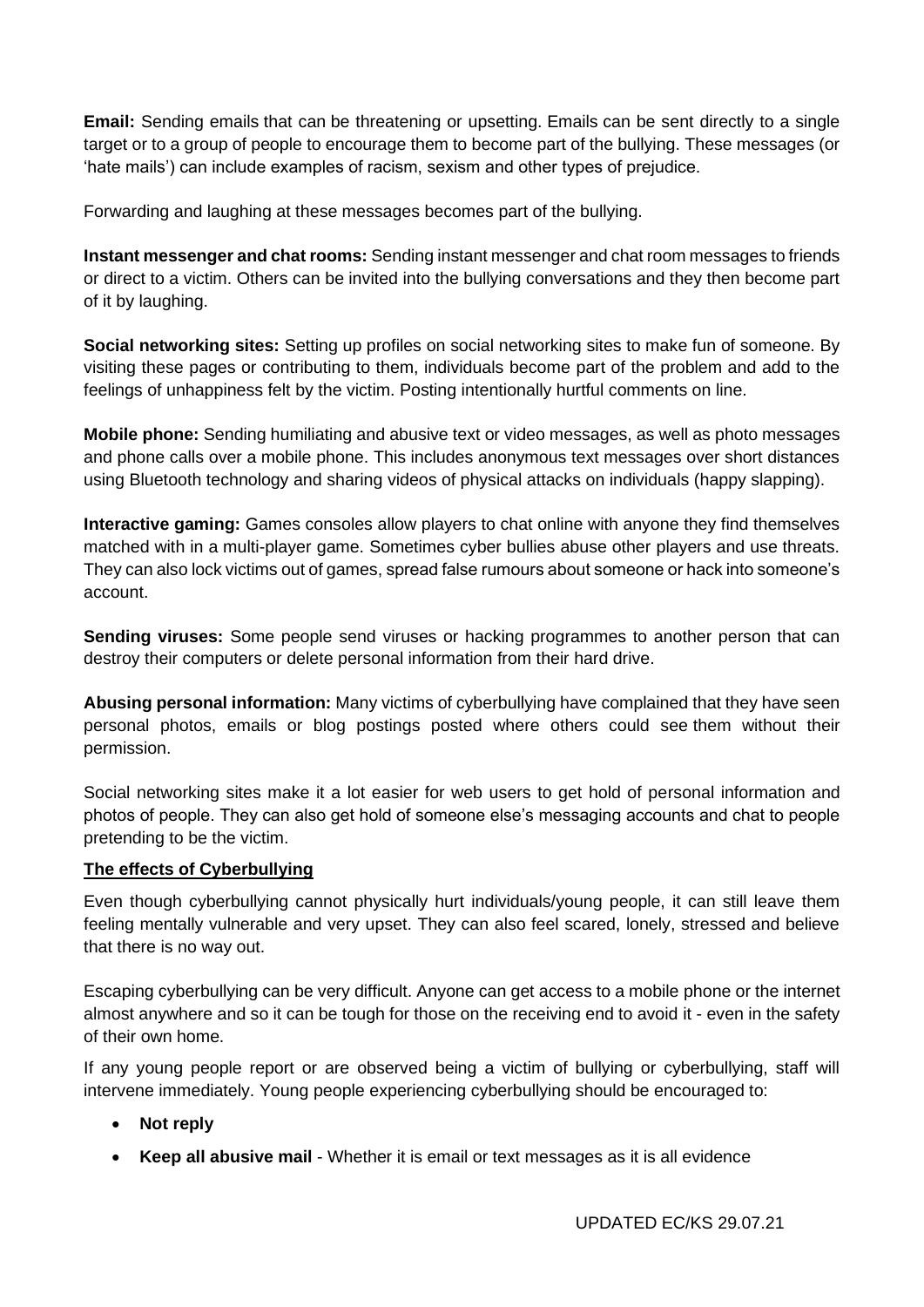**Email:** Sending emails that can be threatening or upsetting. Emails can be sent directly to a single target or to a group of people to encourage them to become part of the bullying. These messages (or 'hate mails') can include examples of racism, sexism and other types of prejudice.

Forwarding and laughing at these messages becomes part of the bullying.

**Instant messenger and chat rooms:** Sending instant messenger and chat room messages to friends or direct to a victim. Others can be invited into the bullying conversations and they then become part of it by laughing.

**Social networking sites:** Setting up profiles on social networking sites to make fun of someone. By visiting these pages or contributing to them, individuals become part of the problem and add to the feelings of unhappiness felt by the victim. Posting intentionally hurtful comments on line.

**Mobile phone:** Sending humiliating and abusive text or video messages, as well as photo messages and phone calls over a mobile phone. This includes anonymous text messages over short distances using Bluetooth technology and sharing videos of physical attacks on individuals (happy slapping).

**Interactive gaming:** Games consoles allow players to chat online with anyone they find themselves matched with in a multi-player game. Sometimes cyber bullies abuse other players and use threats. They can also lock victims out of games, spread false rumours about someone or hack into someone's account.

**Sending viruses:** Some people send viruses or hacking programmes to another person that can destroy their computers or delete personal information from their hard drive.

**Abusing personal information:** Many victims of cyberbullying have complained that they have seen personal photos, emails or blog postings posted where others could see them without their permission.

Social networking sites make it a lot easier for web users to get hold of personal information and photos of people. They can also get hold of someone else's messaging accounts and chat to people pretending to be the victim.

**The effects of Cyberbullying**

Even though cyberbullying cannot physically hurt individuals/young people, it can still leave them feeling mentally vulnerable and very upset. They can also feel scared, lonely, stressed and believe that there is no way out.

Escaping cyberbullying can be very difficult. Anyone can get access to a mobile phone or the internet almost anywhere and so it can be tough for those on the receiving end to avoid it - even in the safety of their own home.

If any young people report or are observed being a victim of bullying or cyberbullying, staff will intervene immediately. Young people experiencing cyberbullying should be encouraged to:

- **Not reply**
- **Keep all abusive mail** - Whether it is email or text messages as it is all evidence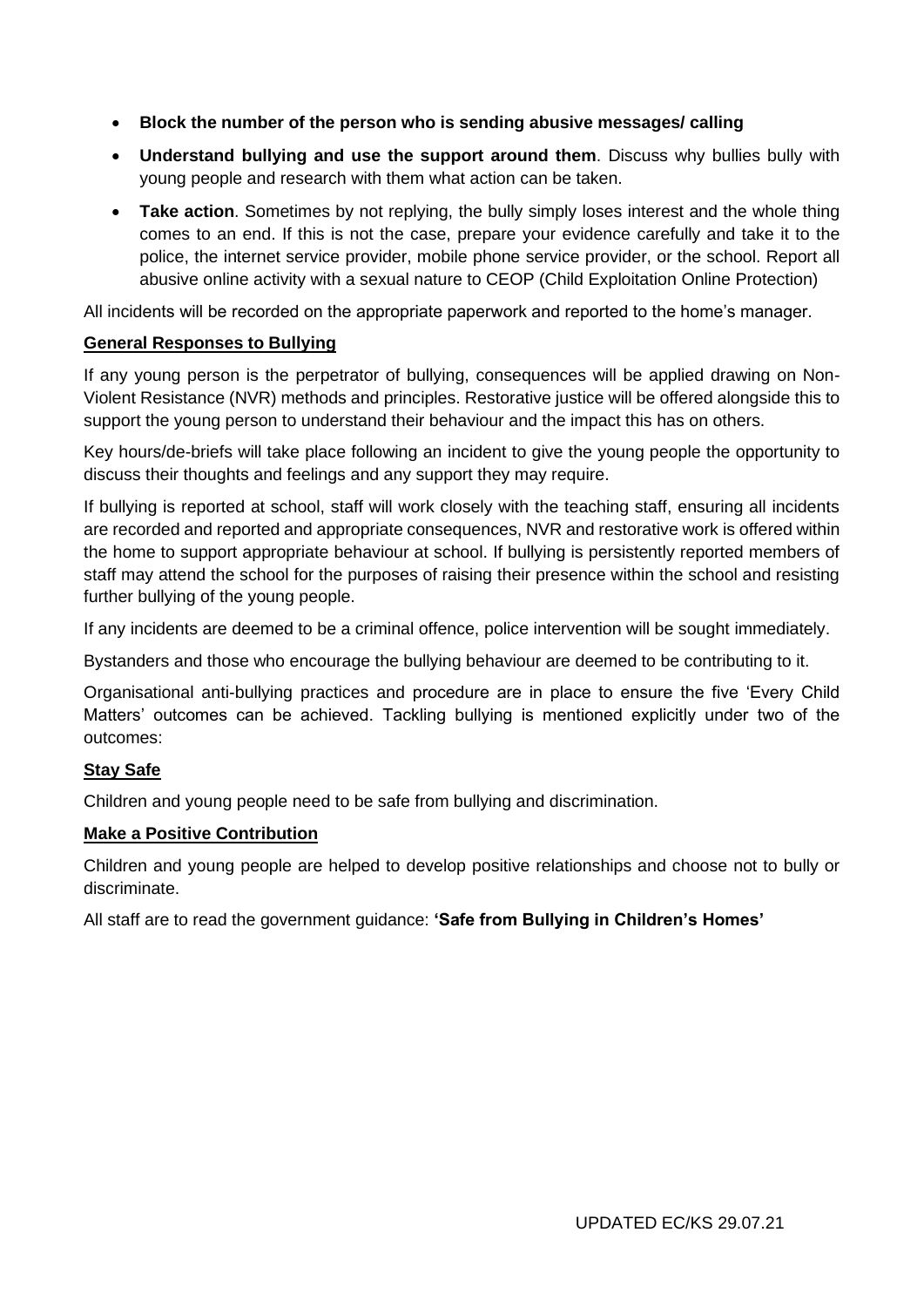- **Block the number of the person who is sending abusive messages/ calling**
- **Understand bullying and use the support around them**. Discuss why bullies bully with young people and research with them what action can be taken.
- **Take action**. Sometimes by not replying, the bully simply loses interest and the whole thing comes to an end. If this is not the case, prepare your evidence carefully and take it to the police, the internet service provider, mobile phone service provider, or the school. Report all abusive online activity with a sexual nature to CEOP (Child Exploitation Online Protection)

All incidents will be recorded on the appropriate paperwork and reported to the home's manager.

**General Responses to Bullying**

If any young person is the perpetrator of bullying, consequences will be applied drawing on Non-Violent Resistance (NVR) methods and principles. Restorative justice will be offered alongside this to support the young person to understand their behaviour and the impact this has on others.

Key hours/de-briefs will take place following an incident to give the young people the opportunity to discuss their thoughts and feelings and any support they may require.

If bullying is reported at school, staff will work closely with the teaching staff, ensuring all incidents are recorded and reported and appropriate consequences, NVR and restorative work is offered within the home to support appropriate behaviour at school. If bullying is persistently reported members of staff may attend the school for the purposes of raising their presence within the school and resisting further bullying of the young people.

If any incidents are deemed to be a criminal offence, police intervention will be sought immediately.

Bystanders and those who encourage the bullying behaviour are deemed to be contributing to it.

Organisational anti-bullying practices and procedure are in place to ensure the five 'Every Child Matters' outcomes can be achieved. Tackling bullying is mentioned explicitly under two of the outcomes:

**Stay Safe**

Children and young people need to be safe from bullying and discrimination.

**Make a Positive Contribution**

Children and young people are helped to develop positive relationships and choose not to bully or discriminate.

All staff are to read the government guidance: **'Safe from Bullying in Children's Homes'**

UPDATED EC/KS 29.07.21